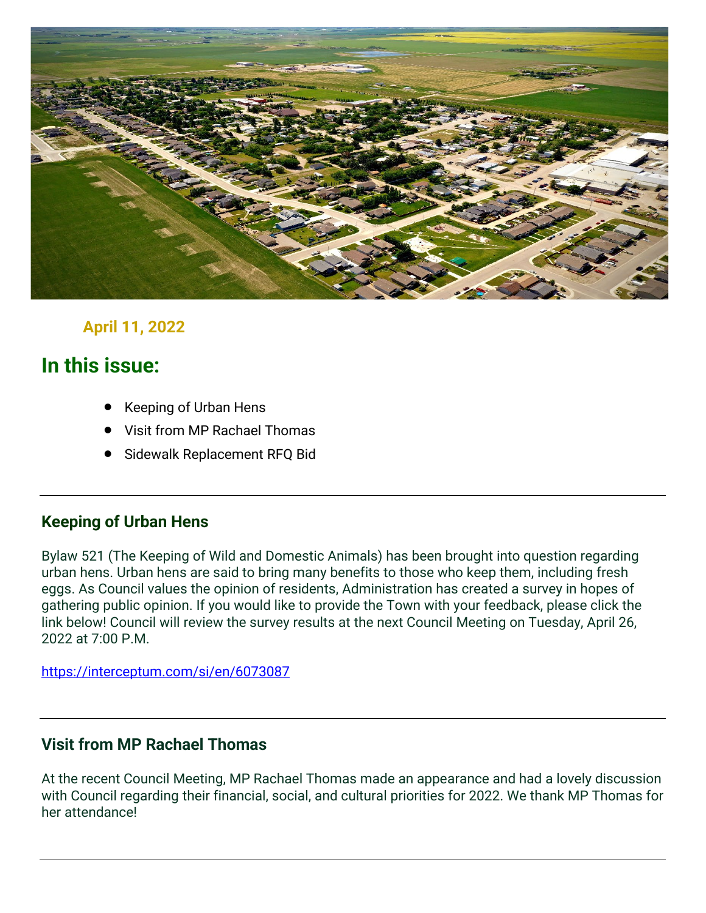**April 11, 2022**

## In this issue:

- Keeping of Urban Hens
- Visit from MP Rachael Thomas
- Sidewalk Replacement RFQ Bid

---

### Keeping of Urban Hens

Bylaw 521 (The Keeping of Wild and Domestic Animals) has been brought into question regarding urban hens. Urban hens are said to bring many benefits to those who keep them, including fresh eggs. As Council values the opinion of residents, Administration has created a survey in hopes of gathering public opinion. If you would like to provide the Town with your feedback, please click the link below! Council will review the survey results at the next Council Meeting on Tuesday, April 26, 2022 at 7:00 P.M.

https://interceptum.com/si/en/6073087

---

### Visit from MP Rachael Thomas

At the recent Council Meeting, MP Rachael Thomas made an appearance and had a lovely discussion with Council regarding their financial, social, and cultural priorities for 2022. We thank MP Thomas for her attendance!

---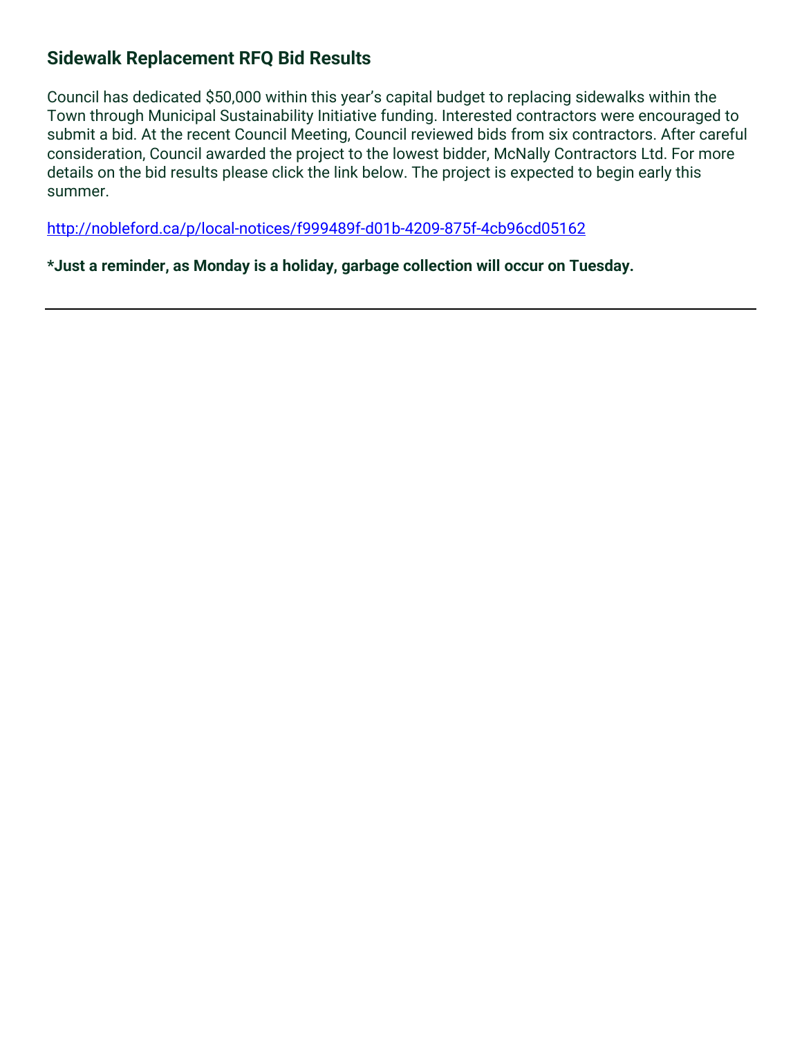### Sidewalk Replacement RFQ Bid Results

Council has dedicated $50,000 within this year's capital budget to replacing sidewalks within the Town through Municipal Sustainability Initiative funding. Interested contractors were encouraged to submit a bid. At the recent Council Meeting, Council reviewed bids from six contractors. After careful consideration, Council awarded the project to the lowest bidder, McNally Contractors Ltd. For more details on the bid results please click the link below. The project is expected to begin early this summer.

http://nobleford.ca/p/local-notices/f999489f-d01b-4209-875f-4cb96cd05162

**\*Just a reminder, as Monday is a holiday, garbage collection will occur on Tuesday.**

---